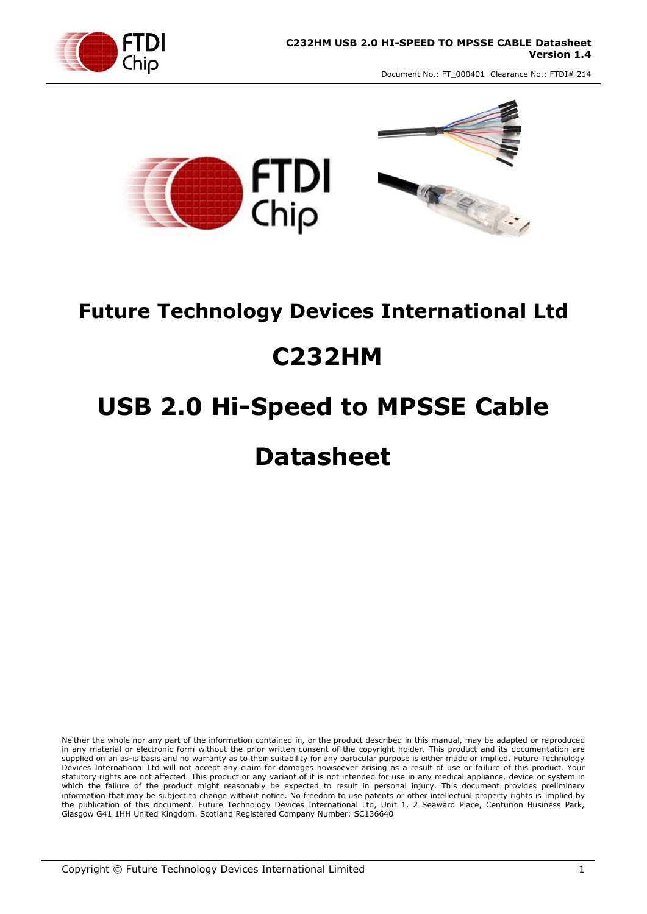# Future Technology Devices International Ltd

# C232HM

# USB 2.0 Hi-Speed to MPSSE Cable

# Datasheet

Neither the whole nor any part of the information contained in, or the product described in this manual, may be adapted or reproduced in any material or electronic form without the prior written consent of the copyright holder. This product and its documentation are supplied on an as-is basis and no warranty as to their suitability for any particular purpose is either made or implied. Future Technology Devices International Ltd will not accept any claim for damages howsoever arising as a result of use or failure of this product. Your statutory rights are not affected. This product or any variant of it is not intended for use in any medical appliance, device or system in which the failure of the product might reasonably be expected to result in personal injury. This document provides preliminary information that may be subject to change without notice. No freedom to use patents or other intellectual property rights is implied by the publication of this document. Future Technology Devices International Ltd, Unit 1, 2 Seaward Place, Centurion Business Park, Glasgow G41 1HH United Kingdom. Scotland Registered Company Number: SC136640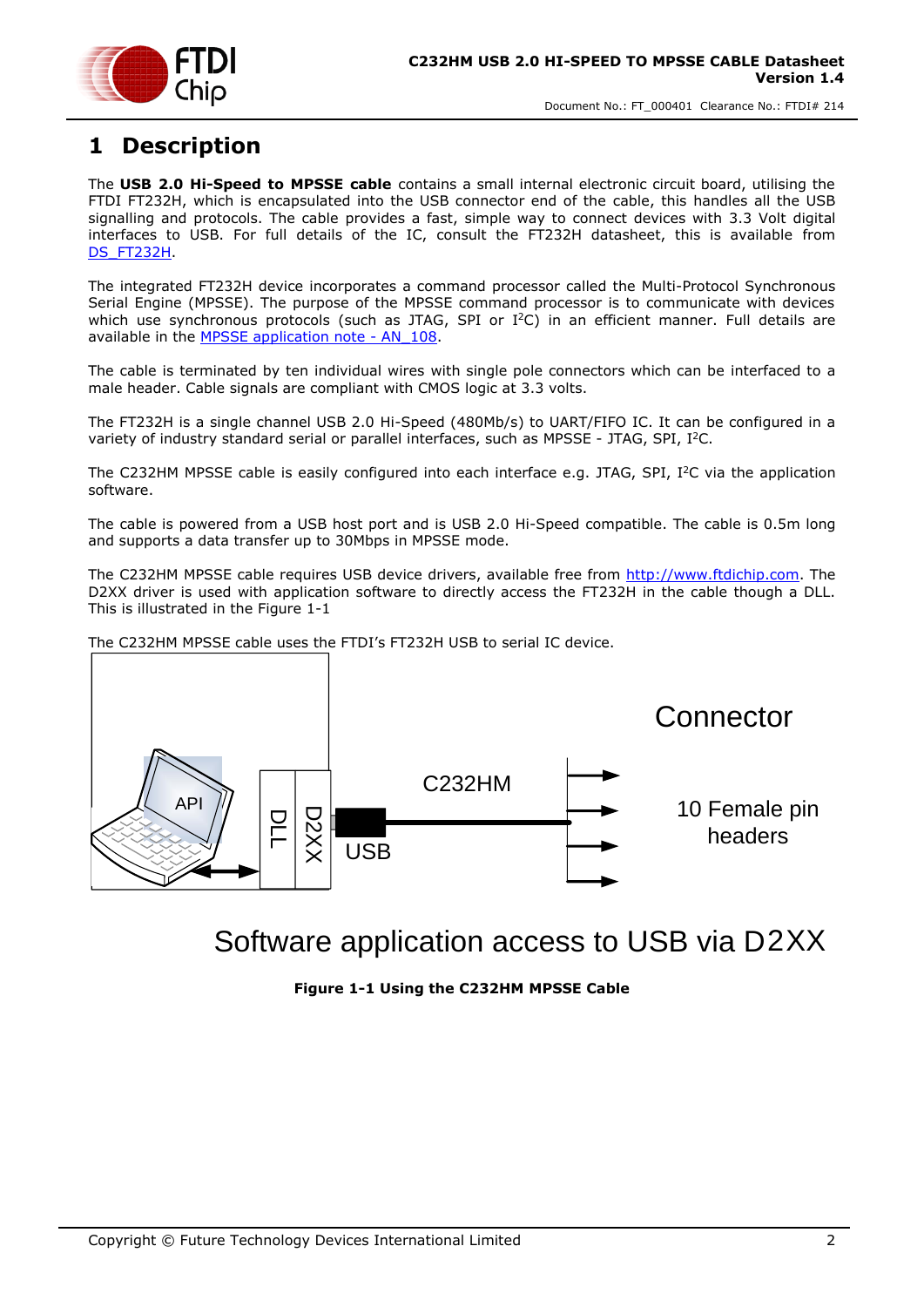# 1 Description

The **USB 2.0 Hi-Speed to MPSSE cable** contains a small internal electronic circuit board, utilising the FTDI FT232H, which is encapsulated into the USB connector end of the cable, this handles all the USB signalling and protocols. The cable provides a fast, simple way to connect devices with 3.3 Volt digital interfaces to USB. For full details of the IC, consult the FT232H datasheet, this is available from DS_FT232H.

The integrated FT232H device incorporates a command processor called the Multi-Protocol Synchronous Serial Engine (MPSSE). The purpose of the MPSSE command processor is to communicate with devices which use synchronous protocols (such as JTAG, SPI or I²C) in an efficient manner. Full details are available in the MPSSE application note - AN_108.

The cable is terminated by ten individual wires with single pole connectors which can be interfaced to a male header. Cable signals are compliant with CMOS logic at 3.3 volts.

The FT232H is a single channel USB 2.0 Hi-Speed (480Mb/s) to UART/FIFO IC. It can be configured in a variety of industry standard serial or parallel interfaces, such as MPSSE - JTAG, SPI, I²C.

The C232HM MPSSE cable is easily configured into each interface e.g. JTAG, SPI, I²C via the application software.

The cable is powered from a USB host port and is USB 2.0 Hi-Speed compatible. The cable is 0.5m long and supports a data transfer up to 30Mbps in MPSSE mode.

The C232HM MPSSE cable requires USB device drivers, available free from http://www.ftdichip.com. The D2XX driver is used with application software to directly access the FT232H in the cable though a DLL. This is illustrated in the Figure 1-1

The C232HM MPSSE cable uses the FTDI's FT232H USB to serial IC device.

API

DLL

D2XX

USB

C232HM

Connector

10 Female pin headers

Software application access to USB via D2XX

**Figure 1-1 Using the C232HM MPSSE Cable**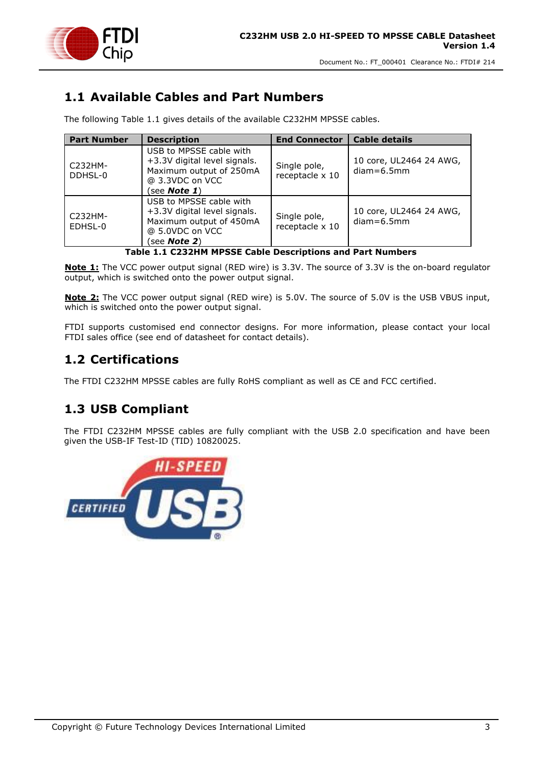## 1.1 Available Cables and Part Numbers

The following Table 1.1 gives details of the available C232HM MPSSE cables.

| Part Number | Description | End Connector | Cable details |
|---|---|---|---|
| C232HM-DDHSL-0 | USB to MPSSE cable with +3.3V digital level signals. Maximum output of 250mA @ 3.3VDC on VCC (see ***Note 1***) | Single pole, receptacle x 10 | 10 core, UL2464 24 AWG, diam=6.5mm |
| C232HM-EDHSL-0 | USB to MPSSE cable with +3.3V digital level signals. Maximum output of 450mA @ 5.0VDC on VCC (see ***Note 2***) | Single pole, receptacle x 10 | 10 core, UL2464 24 AWG, diam=6.5mm |

**Table 1.1 C232HM MPSSE Cable Descriptions and Part Numbers**

**Note 1:** The VCC power output signal (RED wire) is 3.3V. The source of 3.3V is the on-board regulator output, which is switched onto the power output signal.

**Note 2:** The VCC power output signal (RED wire) is 5.0V. The source of 5.0V is the USB VBUS input, which is switched onto the power output signal.

FTDI supports customised end connector designs. For more information, please contact your local FTDI sales office (see end of datasheet for contact details).

## 1.2 Certifications

The FTDI C232HM MPSSE cables are fully RoHS compliant as well as CE and FCC certified.

## 1.3 USB Compliant

The FTDI C232HM MPSSE cables are fully compliant with the USB 2.0 specification and have been given the USB-IF Test-ID (TID) 10820025.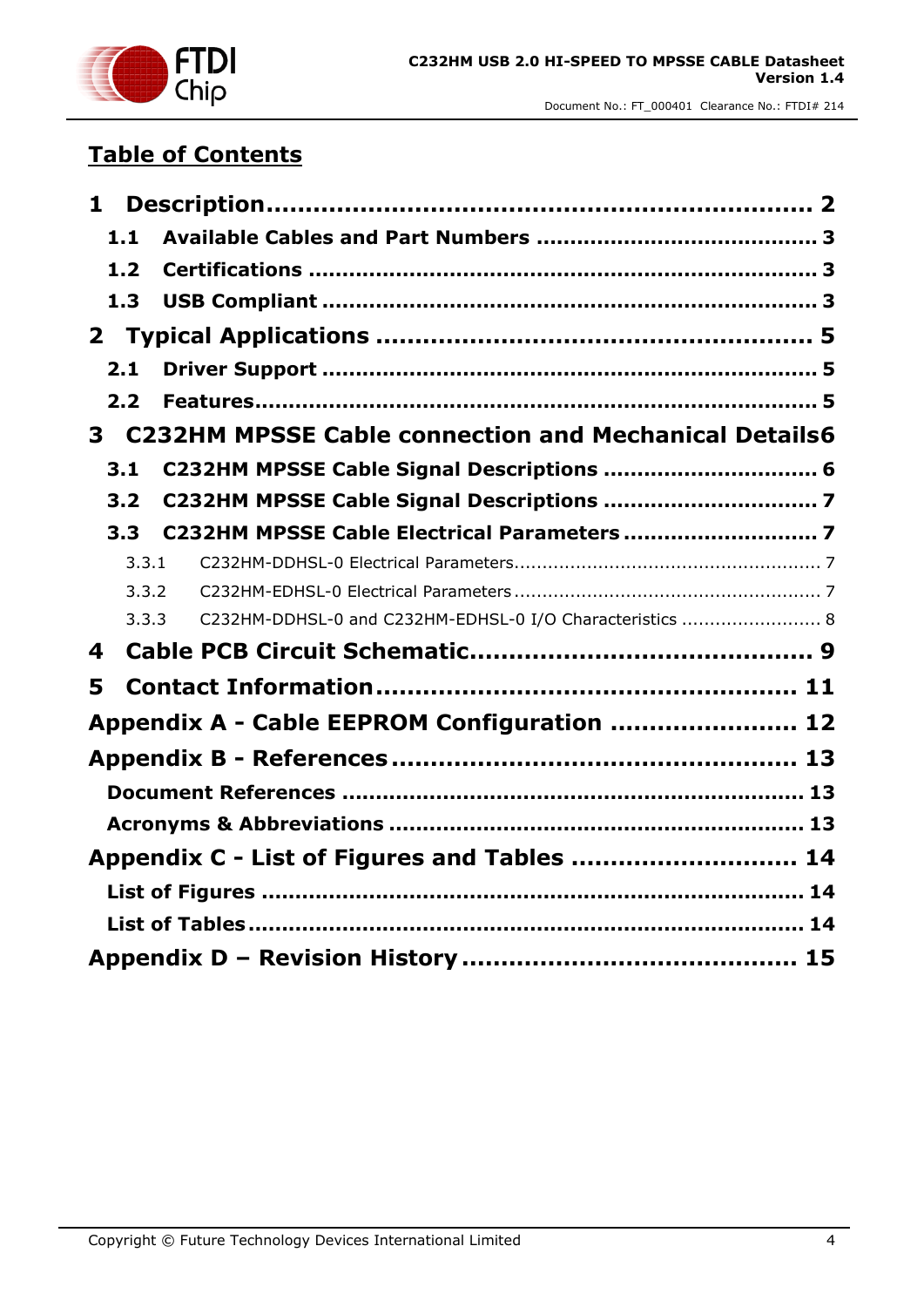## Table of Contents

**1 Description ......................................................................... 2**

**1.1 Available Cables and Part Numbers ........................................ 3**

**1.2 Certifications ......................................................................... 3**

**1.3 USB Compliant ....................................................................... 3**

**2 Typical Applications ........................................................ 5**

**2.1 Driver Support ....................................................................... 5**

**2.2 Features.................................................................................. 5**

**3 C232HM MPSSE Cable connection and Mechanical Details6**

**3.1 C232HM MPSSE Cable Signal Descriptions ............................... 6**

**3.2 C232HM MPSSE Cable Signal Descriptions ............................... 7**

**3.3 C232HM MPSSE Cable Electrical Parameters ............................ 7**

3.3.1 C232HM-DDHSL-0 Electrical Parameters...................................................... 7

3.3.2 C232HM-EDHSL-0 Electrical Parameters ...................................................... 7

3.3.3 C232HM-DDHSL-0 and C232HM-EDHSL-0 I/O Characteristics ......................... 8

**4 Cable PCB Circuit Schematic............................................ 9**

**5 Contact Information...................................................... 11**

**Appendix A - Cable EEPROM Configuration ...................... 12**

**Appendix B - References ................................................. 13**

**Document References ................................................................... 13**

**Acronyms & Abbreviations ............................................................ 13**

**Appendix C - List of Figures and Tables ........................... 14**

**List of Figures .............................................................................. 14**

**List of Tables ............................................................................... 14**

**Appendix D – Revision History ........................................ 15**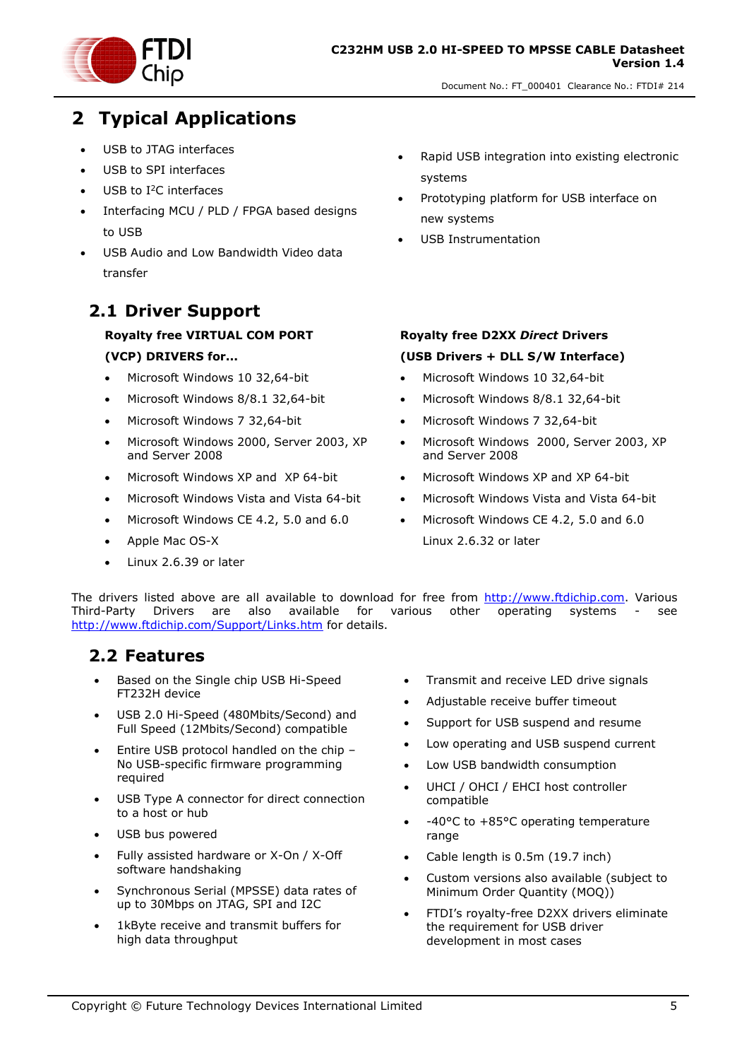# 2 Typical Applications

- USB to JTAG interfaces
- USB to SPI interfaces
- USB to I²C interfaces
- Interfacing MCU / PLD / FPGA based designs to USB
- USB Audio and Low Bandwidth Video data transfer
- Rapid USB integration into existing electronic systems
- Prototyping platform for USB interface on new systems
- USB Instrumentation

## 2.1 Driver Support

**Royalty free VIRTUAL COM PORT (VCP) DRIVERS for...**

- Microsoft Windows 10 32,64-bit
- Microsoft Windows 8/8.1 32,64-bit
- Microsoft Windows 7 32,64-bit
- Microsoft Windows 2000, Server 2003, XP and Server 2008
- Microsoft Windows XP and XP 64-bit
- Microsoft Windows Vista and Vista 64-bit
- Microsoft Windows CE 4.2, 5.0 and 6.0
- Apple Mac OS-X
- Linux 2.6.39 or later

**Royalty free D2XX *Direct* Drivers (USB Drivers + DLL S/W Interface)**

- Microsoft Windows 10 32,64-bit
- Microsoft Windows 8/8.1 32,64-bit
- Microsoft Windows 7 32,64-bit
- Microsoft Windows 2000, Server 2003, XP and Server 2008
- Microsoft Windows XP and XP 64-bit
- Microsoft Windows Vista and Vista 64-bit
- Microsoft Windows CE 4.2, 5.0 and 6.0

  Linux 2.6.32 or later

The drivers listed above are all available to download for free from http://www.ftdichip.com. Various Third-Party Drivers are also available for various other operating systems - see http://www.ftdichip.com/Support/Links.htm for details.

## 2.2 Features

- Based on the Single chip USB Hi-Speed FT232H device
- USB 2.0 Hi-Speed (480Mbits/Second) and Full Speed (12Mbits/Second) compatible
- Entire USB protocol handled on the chip – No USB-specific firmware programming required
- USB Type A connector for direct connection to a host or hub
- USB bus powered
- Fully assisted hardware or X-On / X-Off software handshaking
- Synchronous Serial (MPSSE) data rates of up to 30Mbps on JTAG, SPI and I2C
- 1kByte receive and transmit buffers for high data throughput
- Transmit and receive LED drive signals
- Adjustable receive buffer timeout
- Support for USB suspend and resume
- Low operating and USB suspend current
- Low USB bandwidth consumption
- UHCI / OHCI / EHCI host controller compatible
- -40°C to +85°C operating temperature range
- Cable length is 0.5m (19.7 inch)
- Custom versions also available (subject to Minimum Order Quantity (MOQ))
- FTDI's royalty-free D2XX drivers eliminate the requirement for USB driver development in most cases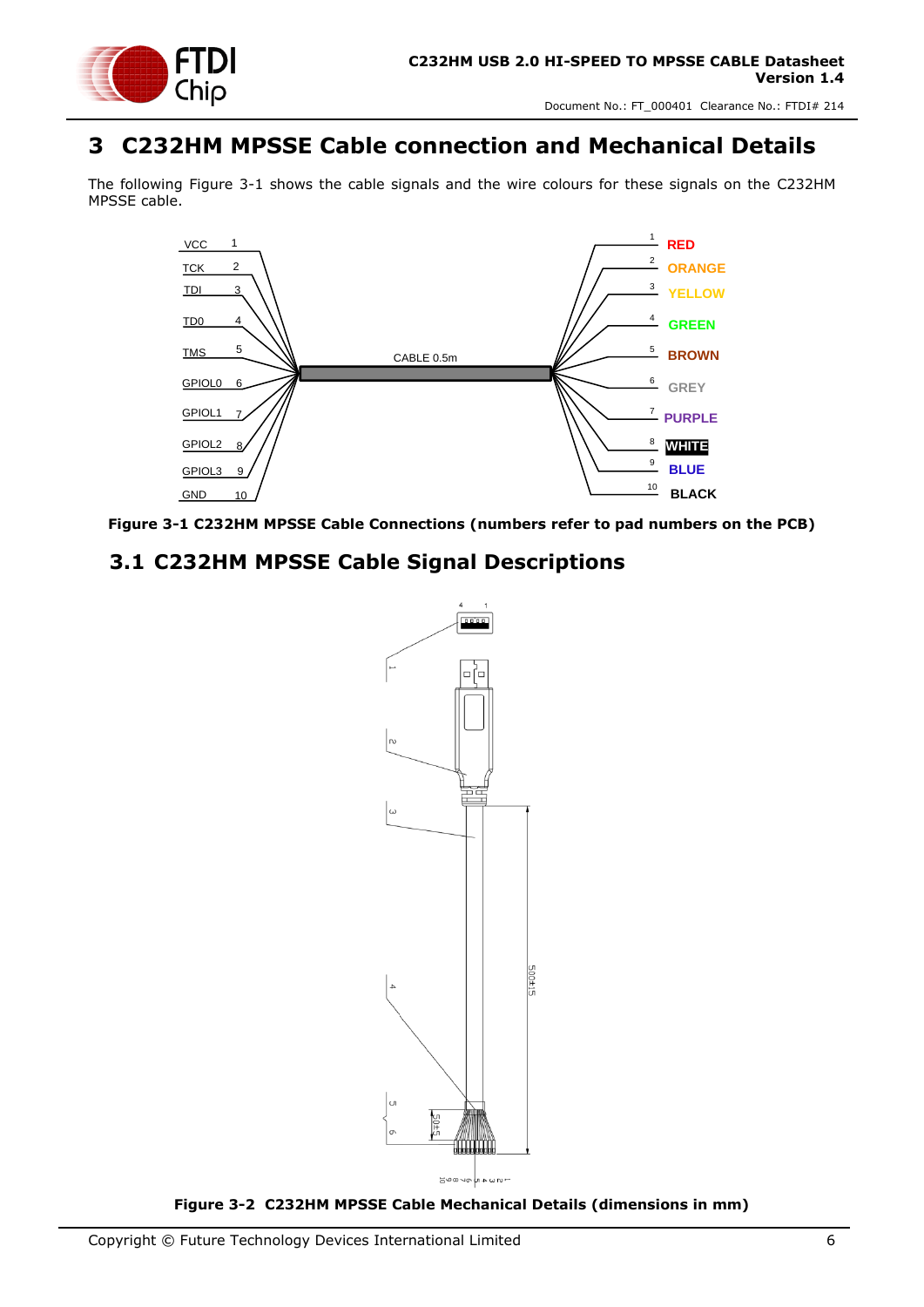# 3 C232HM MPSSE Cable connection and Mechanical Details

The following Figure 3-1 shows the cable signals and the wire colours for these signals on the C232HM MPSSE cable.

**Figure 3-1 C232HM MPSSE Cable Connections (numbers refer to pad numbers on the PCB)**

## 3.1 C232HM MPSSE Cable Signal Descriptions

**Figure 3-2 C232HM MPSSE Cable Mechanical Details (dimensions in mm)**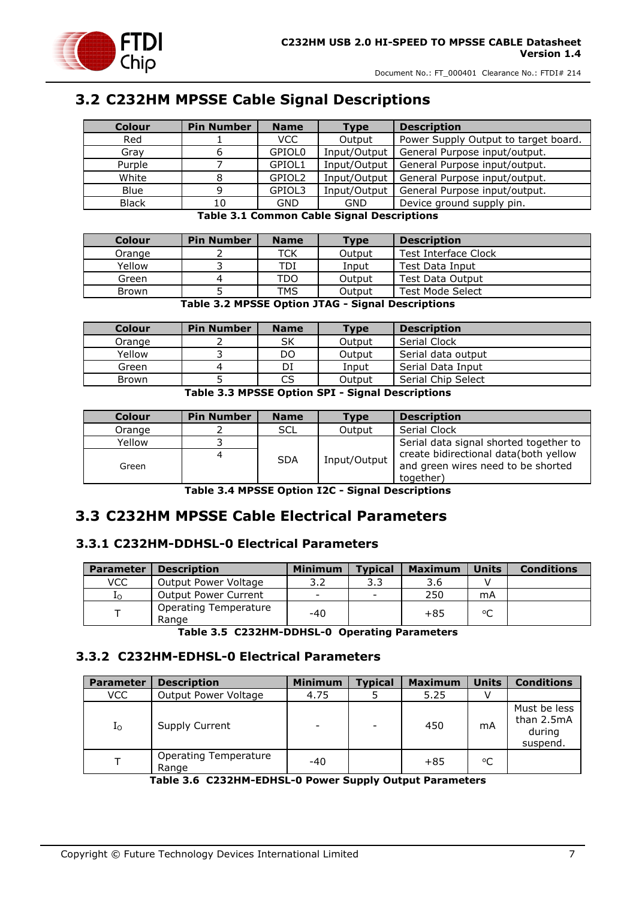## 3.2 C232HM MPSSE Cable Signal Descriptions

| Colour | Pin Number | Name | Type | Description |
|---|---|---|---|---|
| Red | 1 | VCC | Output | Power Supply Output to target board. |
| Gray | 6 | GPIOL0 | Input/Output | General Purpose input/output. |
| Purple | 7 | GPIOL1 | Input/Output | General Purpose input/output. |
| White | 8 | GPIOL2 | Input/Output | General Purpose input/output. |
| Blue | 9 | GPIOL3 | Input/Output | General Purpose input/output. |
| Black | 10 | GND | GND | Device ground supply pin. |

**Table 3.1 Common Cable Signal Descriptions**

| Colour | Pin Number | Name | Type | Description |
|---|---|---|---|---|
| Orange | 2 | TCK | Output | Test Interface Clock |
| Yellow | 3 | TDI | Input | Test Data Input |
| Green | 4 | TDO | Output | Test Data Output |
| Brown | 5 | TMS | Output | Test Mode Select |

**Table 3.2 MPSSE Option JTAG - Signal Descriptions**

| Colour | Pin Number | Name | Type | Description |
|---|---|---|---|---|
| Orange | 2 | SK | Output | Serial Clock |
| Yellow | 3 | DO | Output | Serial data output |
| Green | 4 | DI | Input | Serial Data Input |
| Brown | 5 | CS | Output | Serial Chip Select |

**Table 3.3 MPSSE Option SPI - Signal Descriptions**

| Colour | Pin Number | Name | Type | Description |
|---|---|---|---|---|
| Orange | 2 | SCL | Output | Serial Clock |
| Yellow | 3 | SDA | Input/Output | Serial data signal shorted together to create bidirectional data(both yellow and green wires need to be shorted together) |
| Green | 4 | | | |

**Table 3.4 MPSSE Option I2C - Signal Descriptions**

## 3.3 C232HM MPSSE Cable Electrical Parameters

### 3.3.1 C232HM-DDHSL-0 Electrical Parameters

| Parameter | Description | Minimum | Typical | Maximum | Units | Conditions |
|---|---|---|---|---|---|---|
| VCC | Output Power Voltage | 3.2 | 3.3 | 3.6 | V | |
| $I_O$ | Output Power Current | - | - | 250 | mA | |
| T | Operating Temperature Range | -40 | | +85 | °C | |

**Table 3.5 C232HM-DDHSL-0 Operating Parameters**

### 3.3.2 C232HM-EDHSL-0 Electrical Parameters

| Parameter | Description | Minimum | Typical | Maximum | Units | Conditions |
|---|---|---|---|---|---|---|
| VCC | Output Power Voltage | 4.75 | 5 | 5.25 | V | |
| $I_O$ | Supply Current | - | - | 450 | mA | Must be less than 2.5mA during suspend. |
| T | Operating Temperature Range | -40 | | +85 | °C | |

**Table 3.6 C232HM-EDHSL-0 Power Supply Output Parameters**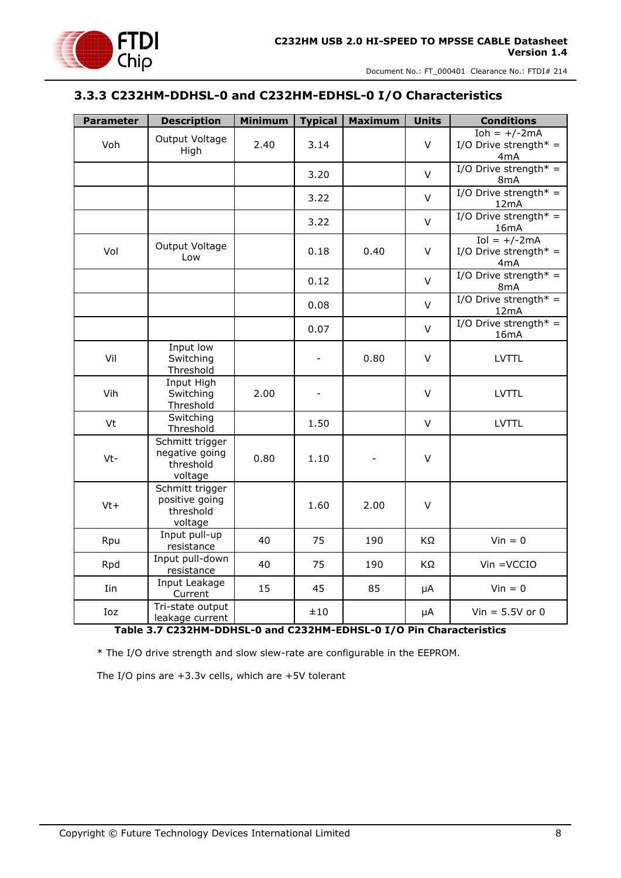### 3.3.3 C232HM-DDHSL-0 and C232HM-EDHSL-0 I/O Characteristics

| Parameter | Description | Minimum | Typical | Maximum | Units | Conditions |
|---|---|---|---|---|---|---|
| Voh | Output Voltage High | 2.40 | 3.14 | | V | Ioh = +/-2mA I/O Drive strength* = 4mA |
| | | | 3.20 | | V | I/O Drive strength* = 8mA |
| | | | 3.22 | | V | I/O Drive strength* = 12mA |
| | | | 3.22 | | V | I/O Drive strength* = 16mA |
| Vol | Output Voltage Low | | 0.18 | 0.40 | V | Iol = +/-2mA I/O Drive strength* = 4mA |
| | | | 0.12 | | V | I/O Drive strength* = 8mA |
| | | | 0.08 | | V | I/O Drive strength* = 12mA |
| | | | 0.07 | | V | I/O Drive strength* = 16mA |
| Vil | Input low Switching Threshold | | - | 0.80 | V | LVTTL |
| Vih | Input High Switching Threshold | 2.00 | - | | V | LVTTL |
| Vt | Switching Threshold | | 1.50 | | V | LVTTL |
| Vt- | Schmitt trigger negative going threshold voltage | 0.80 | 1.10 | - | V | |
| Vt+ | Schmitt trigger positive going threshold voltage | | 1.60 | 2.00 | V | |
| Rpu | Input pull-up resistance | 40 | 75 | 190 | KΩ | Vin = 0 |
| Rpd | Input pull-down resistance | 40 | 75 | 190 | KΩ | Vin =VCCIO |
| Iin | Input Leakage Current | 15 | 45 | 85 | μA | Vin = 0 |
| Ioz | Tri-state output leakage current | | ±10 | | μA | Vin = 5.5V or 0 |

**Table 3.7 C232HM-DDHSL-0 and C232HM-EDHSL-0 I/O Pin Characteristics**

* The I/O drive strength and slow slew-rate are configurable in the EEPROM.

The I/O pins are +3.3v cells, which are +5V tolerant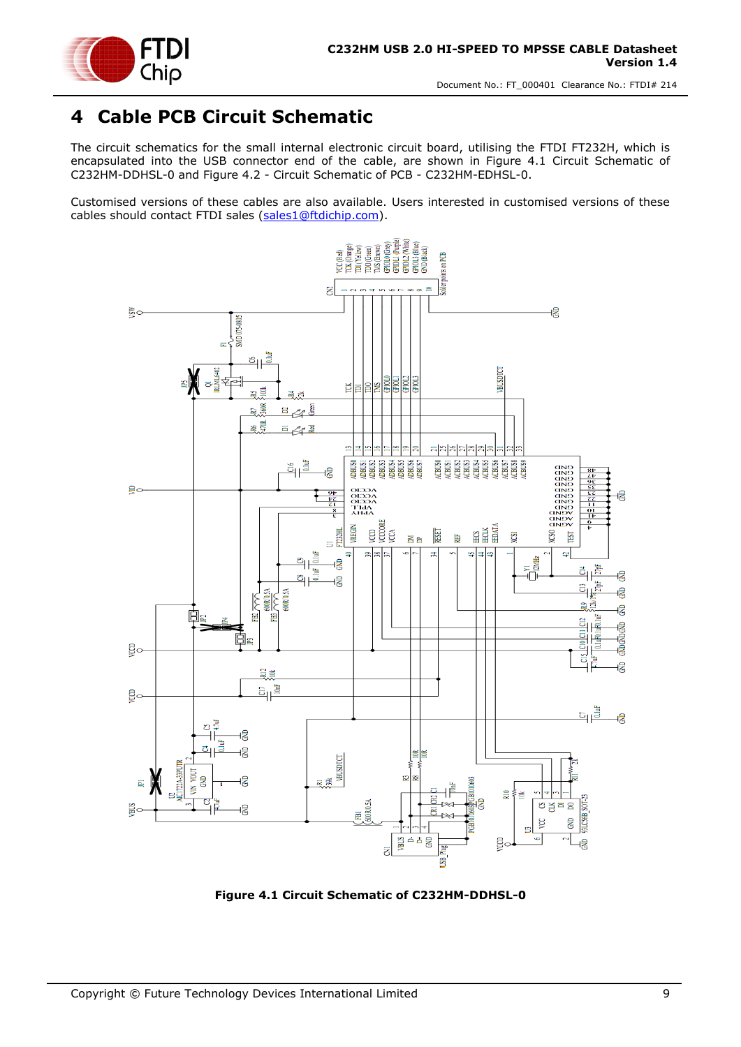# 4 Cable PCB Circuit Schematic

The circuit schematics for the small internal electronic circuit board, utilising the FTDI FT232H, which is encapsulated into the USB connector end of the cable, are shown in Figure 4.1 Circuit Schematic of C232HM-DDHSL-0 and Figure 4.2 - Circuit Schematic of PCB - C232HM-EDHSL-0.

Customised versions of these cables are also available. Users interested in customised versions of these cables should contact FTDI sales (sales1@ftdichip.com).

**Figure 4.1 Circuit Schematic of C232HM-DDHSL-0**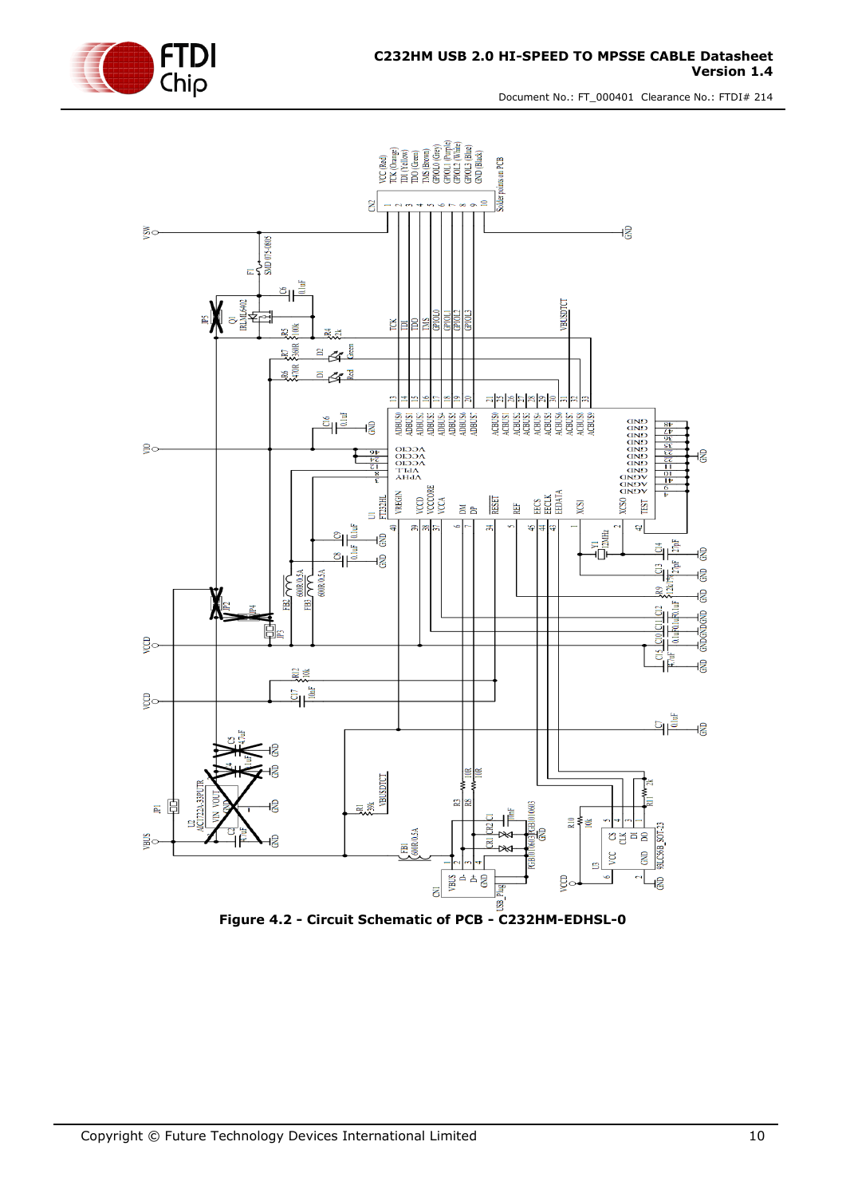Figure 4.2 - Circuit Schematic of PCB - C232HM-EDHSL-0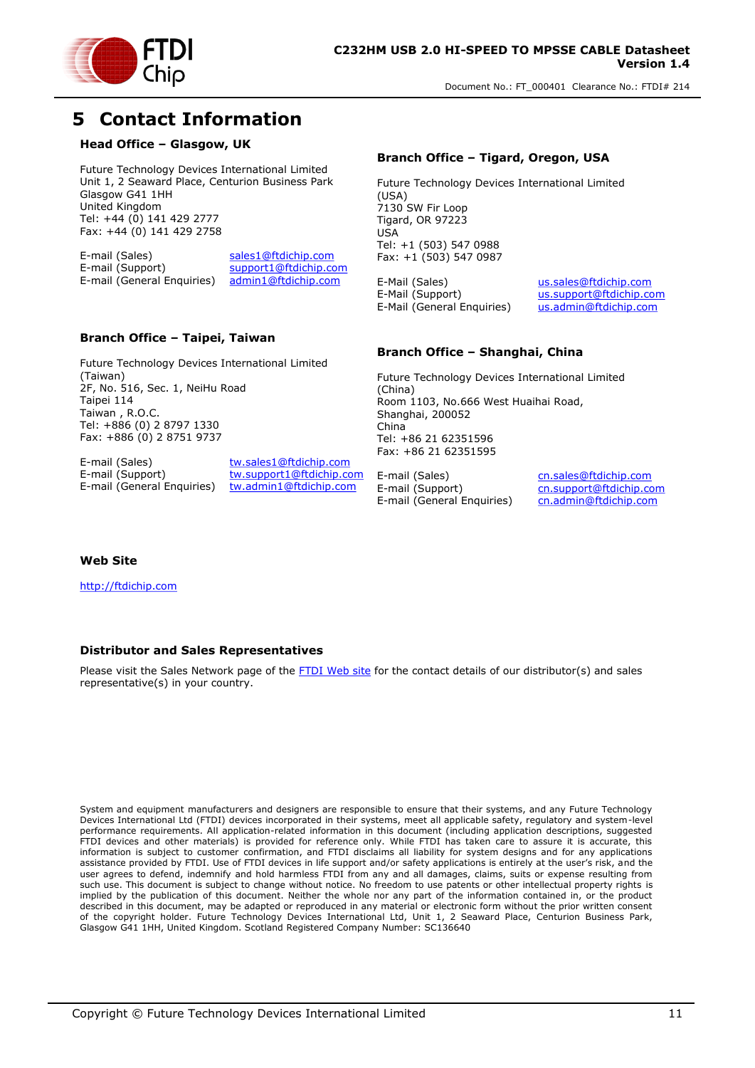# 5 Contact Information

### Head Office – Glasgow, UK

Future Technology Devices International Limited
Unit 1, 2 Seaward Place, Centurion Business Park
Glasgow G41 1HH
United Kingdom
Tel: +44 (0) 141 429 2777
Fax: +44 (0) 141 429 2758

E-mail (Sales) sales1@ftdichip.com
E-mail (Support) support1@ftdichip.com
E-mail (General Enquiries) admin1@ftdichip.com

### Branch Office – Tigard, Oregon, USA

Future Technology Devices International Limited (USA)
7130 SW Fir Loop
Tigard, OR 97223
USA
Tel: +1 (503) 547 0988
Fax: +1 (503) 547 0987

E-Mail (Sales) us.sales@ftdichip.com
E-Mail (Support) us.support@ftdichip.com
E-Mail (General Enquiries) us.admin@ftdichip.com

### Branch Office – Taipei, Taiwan

Future Technology Devices International Limited (Taiwan)
2F, No. 516, Sec. 1, NeiHu Road
Taipei 114
Taiwan , R.O.C.
Tel: +886 (0) 2 8797 1330
Fax: +886 (0) 2 8751 9737

E-mail (Sales) tw.sales1@ftdichip.com
E-mail (Support) tw.support1@ftdichip.com
E-mail (General Enquiries) tw.admin1@ftdichip.com

### Branch Office – Shanghai, China

Future Technology Devices International Limited (China)
Room 1103, No.666 West Huaihai Road,
Shanghai, 200052
China
Tel: +86 21 62351596
Fax: +86 21 62351595

E-mail (Sales) cn.sales@ftdichip.com
E-mail (Support) cn.support@ftdichip.com
E-mail (General Enquiries) cn.admin@ftdichip.com

### Web Site

http://ftdichip.com

### Distributor and Sales Representatives

Please visit the Sales Network page of the FTDI Web site for the contact details of our distributor(s) and sales representative(s) in your country.

System and equipment manufacturers and designers are responsible to ensure that their systems, and any Future Technology Devices International Ltd (FTDI) devices incorporated in their systems, meet all applicable safety, regulatory and system-level performance requirements. All application-related information in this document (including application descriptions, suggested FTDI devices and other materials) is provided for reference only. While FTDI has taken care to assure it is accurate, this information is subject to customer confirmation, and FTDI disclaims all liability for system designs and for any applications assistance provided by FTDI. Use of FTDI devices in life support and/or safety applications is entirely at the user's risk, and the user agrees to defend, indemnify and hold harmless FTDI from any and all damages, claims, suits or expense resulting from such use. This document is subject to change without notice. No freedom to use patents or other intellectual property rights is implied by the publication of this document. Neither the whole nor any part of the information contained in, or the product described in this document, may be adapted or reproduced in any material or electronic form without the prior written consent of the copyright holder. Future Technology Devices International Ltd, Unit 1, 2 Seaward Place, Centurion Business Park, Glasgow G41 1HH, United Kingdom. Scotland Registered Company Number: SC136640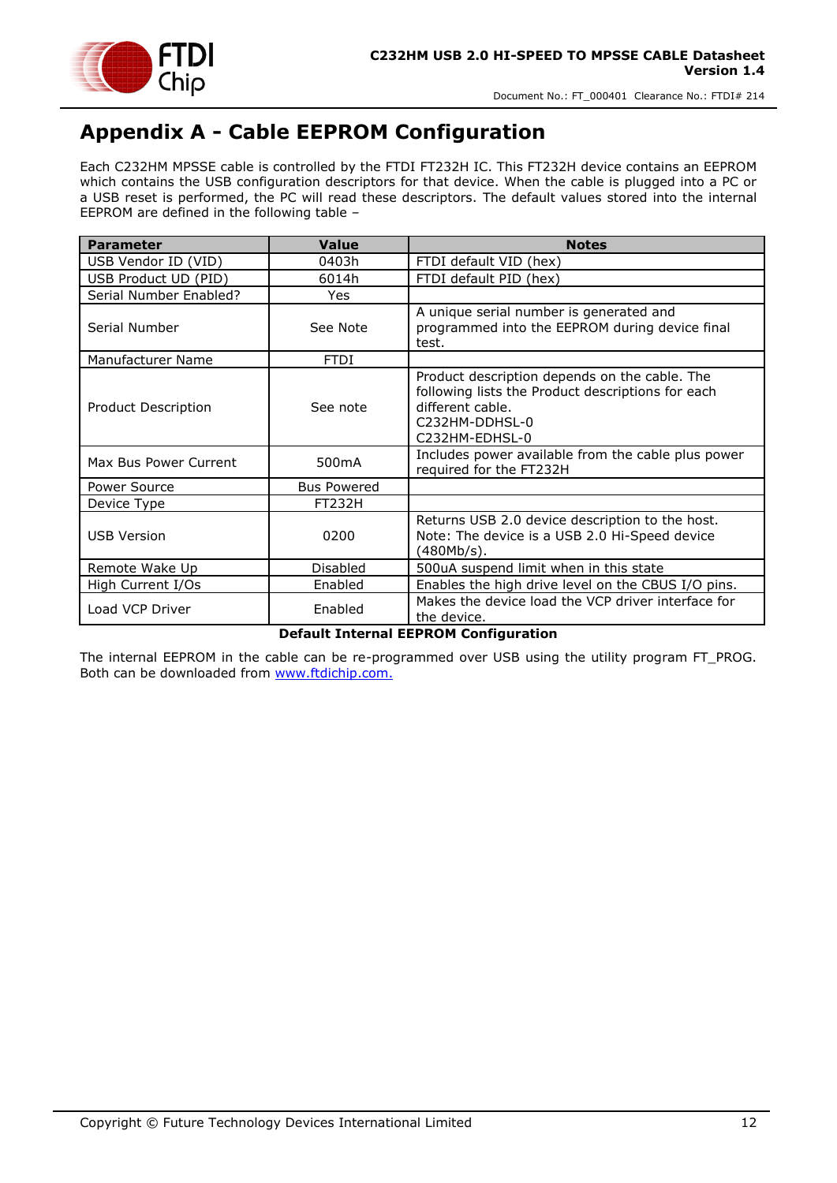# Appendix A - Cable EEPROM Configuration

Each C232HM MPSSE cable is controlled by the FTDI FT232H IC. This FT232H device contains an EEPROM which contains the USB configuration descriptors for that device. When the cable is plugged into a PC or a USB reset is performed, the PC will read these descriptors. The default values stored into the internal EEPROM are defined in the following table –

| Parameter | Value | Notes |
|---|---|---|
| USB Vendor ID (VID) | 0403h | FTDI default VID (hex) |
| USB Product UD (PID) | 6014h | FTDI default PID (hex) |
| Serial Number Enabled? | Yes | |
| Serial Number | See Note | A unique serial number is generated and programmed into the EEPROM during device final test. |
| Manufacturer Name | FTDI | |
| Product Description | See note | Product description depends on the cable. The following lists the Product descriptions for each different cable.<br>C232HM-DDHSL-0<br>C232HM-EDHSL-0 |
| Max Bus Power Current | 500mA | Includes power available from the cable plus power required for the FT232H |
| Power Source | Bus Powered | |
| Device Type | FT232H | |
| USB Version | 0200 | Returns USB 2.0 device description to the host. Note: The device is a USB 2.0 Hi-Speed device (480Mb/s). |
| Remote Wake Up | Disabled | 500uA suspend limit when in this state |
| High Current I/Os | Enabled | Enables the high drive level on the CBUS I/O pins. |
| Load VCP Driver | Enabled | Makes the device load the VCP driver interface for the device. |

**Default Internal EEPROM Configuration**

The internal EEPROM in the cable can be re-programmed over USB using the utility program FT_PROG. Both can be downloaded from www.ftdichip.com.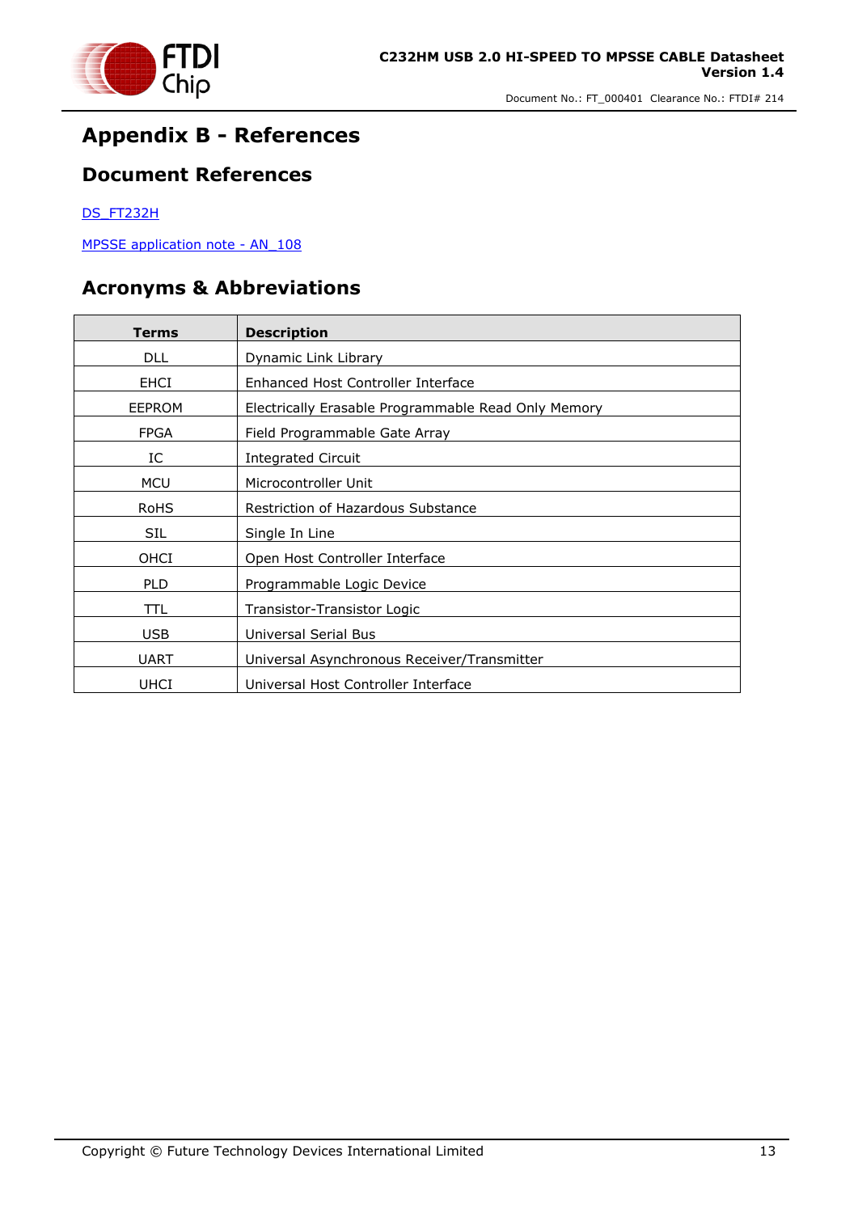# Appendix B - References

## Document References

DS_FT232H

MPSSE application note - AN_108

## Acronyms & Abbreviations

| Terms | Description |
|---|---|
| DLL | Dynamic Link Library |
| EHCI | Enhanced Host Controller Interface |
| EEPROM | Electrically Erasable Programmable Read Only Memory |
| FPGA | Field Programmable Gate Array |
| IC | Integrated Circuit |
| MCU | Microcontroller Unit |
| RoHS | Restriction of Hazardous Substance |
| SIL | Single In Line |
| OHCI | Open Host Controller Interface |
| PLD | Programmable Logic Device |
| TTL | Transistor-Transistor Logic |
| USB | Universal Serial Bus |
| UART | Universal Asynchronous Receiver/Transmitter |
| UHCI | Universal Host Controller Interface |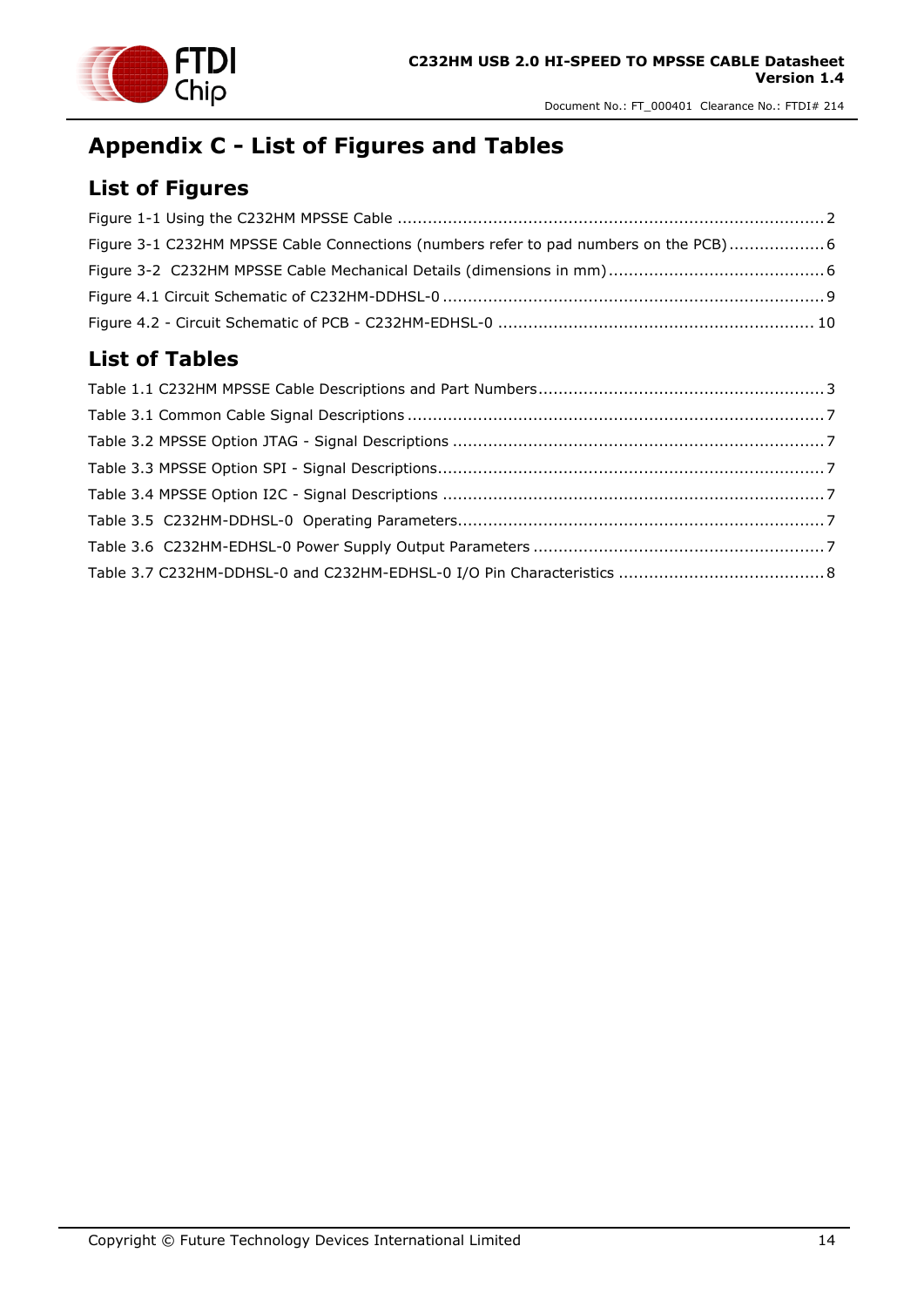# Appendix C - List of Figures and Tables

## List of Figures

Figure 1-1 Using the C232HM MPSSE Cable ..................................................................................... 2

Figure 3-1 C232HM MPSSE Cable Connections (numbers refer to pad numbers on the PCB) ................... 6

Figure 3-2 C232HM MPSSE Cable Mechanical Details (dimensions in mm) ........................................... 6

Figure 4.1 Circuit Schematic of C232HM-DDHSL-0 ............................................................................ 9

Figure 4.2 - Circuit Schematic of PCB - C232HM-EDHSL-0 ............................................................... 10

## List of Tables

Table 1.1 C232HM MPSSE Cable Descriptions and Part Numbers ......................................................... 3

Table 3.1 Common Cable Signal Descriptions ................................................................................... 7

Table 3.2 MPSSE Option JTAG - Signal Descriptions .......................................................................... 7

Table 3.3 MPSSE Option SPI - Signal Descriptions ............................................................................. 7

Table 3.4 MPSSE Option I2C - Signal Descriptions ............................................................................ 7

Table 3.5 C232HM-DDHSL-0 Operating Parameters .......................................................................... 7

Table 3.6 C232HM-EDHSL-0 Power Supply Output Parameters .......................................................... 7

Table 3.7 C232HM-DDHSL-0 and C232HM-EDHSL-0 I/O Pin Characteristics ......................................... 8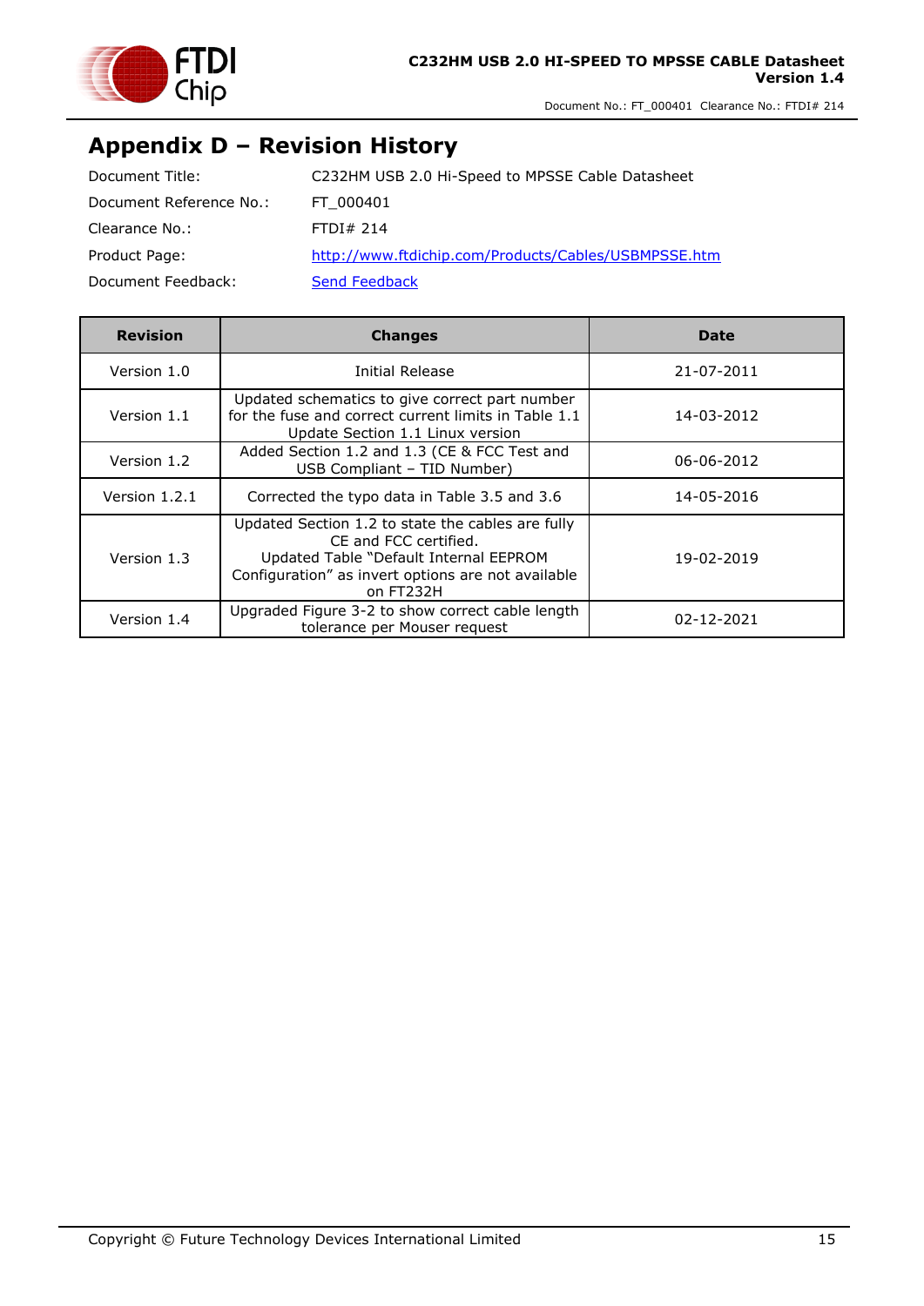# Appendix D – Revision History

Document Title: C232HM USB 2.0 Hi-Speed to MPSSE Cable Datasheet

Document Reference No.: FT_000401

Clearance No.: FTDI# 214

Product Page: [http://www.ftdichip.com/Products/Cables/USBMPSSE.htm](http://www.ftdichip.com/Products/Cables/USBMPSSE.htm)

Document Feedback: Send Feedback

| Revision | Changes | Date |
|---|---|---|
| Version 1.0 | Initial Release | 21-07-2011 |
| Version 1.1 | Updated schematics to give correct part number for the fuse and correct current limits in Table 1.1 Update Section 1.1 Linux version | 14-03-2012 |
| Version 1.2 | Added Section 1.2 and 1.3 (CE & FCC Test and USB Compliant – TID Number) | 06-06-2012 |
| Version 1.2.1 | Corrected the typo data in Table 3.5 and 3.6 | 14-05-2016 |
| Version 1.3 | Updated Section 1.2 to state the cables are fully CE and FCC certified. Updated Table "Default Internal EEPROM Configuration" as invert options are not available on FT232H | 19-02-2019 |
| Version 1.4 | Upgraded Figure 3-2 to show correct cable length tolerance per Mouser request | 02-12-2021 |

Copyright © Future Technology Devices International Limited